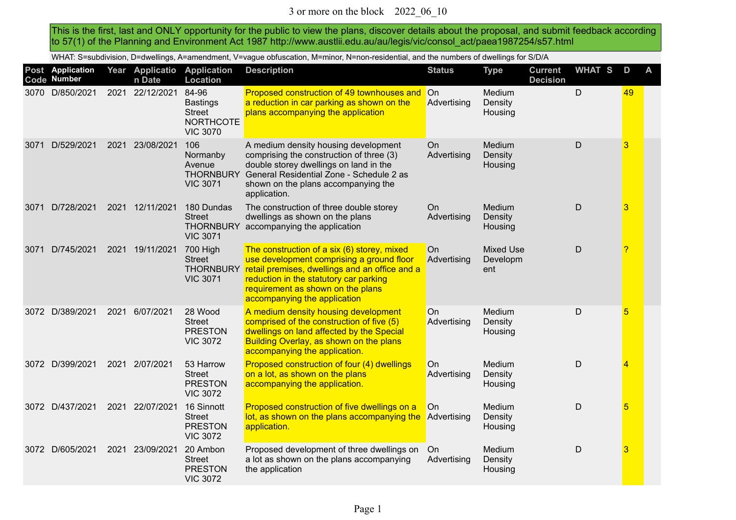# 3 or more on the block 2022_06_10

This is the first, last and ONLY opportunity for the public to view the plans, discover details about the proposal, and submit feedback according to 57(1) of the Planning and Environment Act 1987 http://www.austlii.edu.au/au/legis/vic/consol_act/paea1987254/s57.html

WHAT: S=subdivision, D=dwellings, A=amendment, V=vague obfuscation, M=minor, N=non-residential, and the numbers of dwellings for S/D/A

| Post Code | Application Number | Year | Application Date | Application Location | Description | Status | Type | Current Decision | WHAT | S | D | A |
|---|---|---|---|---|---|---|---|---|---|---|---|---|
| 3070 | D/850/2021 | 2021 | 22/12/2021 | 84-96 Bastings Street NORTHCOTE VIC 3070 | Proposed construction of 49 townhouses and a reduction in car parking as shown on the plans accompanying the application | On Advertising | Medium Density Housing | | D | | 49 | |
| 3071 | D/529/2021 | 2021 | 23/08/2021 | 106 Normanby Avenue THORNBURY VIC 3071 | A medium density housing development comprising the construction of three (3) double storey dwellings on land in the General Residential Zone - Schedule 2 as shown on the plans accompanying the application. | On Advertising | Medium Density Housing | | D | | 3 | |
| 3071 | D/728/2021 | 2021 | 12/11/2021 | 180 Dundas Street THORNBURY VIC 3071 | The construction of three double storey dwellings as shown on the plans accompanying the application | On Advertising | Medium Density Housing | | D | | 3 | |
| 3071 | D/745/2021 | 2021 | 19/11/2021 | 700 High Street THORNBURY VIC 3071 | The construction of a six (6) storey, mixed use development comprising a ground floor retail premises, dwellings and an office and a reduction in the statutory car parking requirement as shown on the plans accompanying the application | On Advertising | Mixed Use Development | | D | | ? | |
| 3072 | D/389/2021 | 2021 | 6/07/2021 | 28 Wood Street PRESTON VIC 3072 | A medium density housing development comprised of the construction of five (5) dwellings on land affected by the Special Building Overlay, as shown on the plans accompanying the application. | On Advertising | Medium Density Housing | | D | | 5 | |
| 3072 | D/399/2021 | 2021 | 2/07/2021 | 53 Harrow Street PRESTON VIC 3072 | Proposed construction of four (4) dwellings on a lot, as shown on the plans accompanying the application. | On Advertising | Medium Density Housing | | D | | 4 | |
| 3072 | D/437/2021 | 2021 | 22/07/2021 | 16 Sinnott Street PRESTON VIC 3072 | Proposed construction of five dwellings on a lot, as shown on the plans accompanying the application. | On Advertising | Medium Density Housing | | D | | 5 | |
| 3072 | D/605/2021 | 2021 | 23/09/2021 | 20 Ambon Street PRESTON VIC 3072 | Proposed development of three dwellings on a lot as shown on the plans accompanying the application | On Advertising | Medium Density Housing | | D | | 3 | |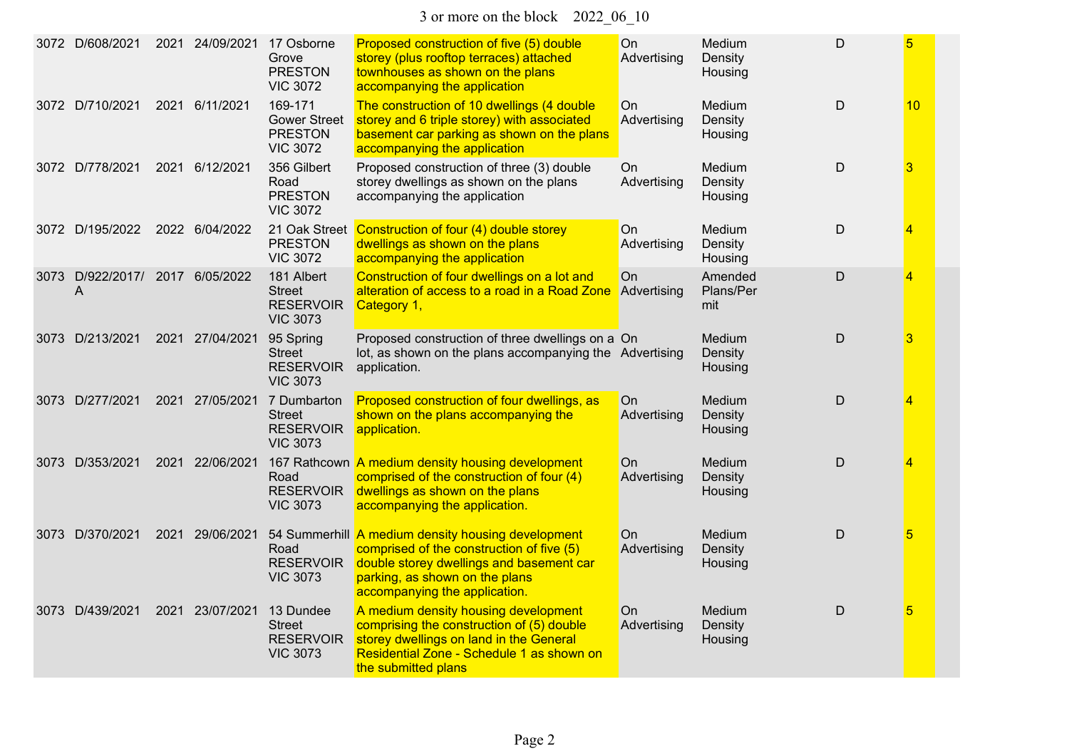| | | | | | | | | | |
|---|---|---|---|---|---|---|---|---|---|
| 3072 | D/608/2021 | 2021 | 24/09/2021 | 17 Osborne Grove PRESTON VIC 3072 | Proposed construction of five (5) double storey (plus rooftop terraces) attached townhouses as shown on the plans accompanying the application | On Advertising | Medium Density Housing | D | 5 |
| 3072 | D/710/2021 | 2021 | 6/11/2021 | 169-171 Gower Street PRESTON VIC 3072 | The construction of 10 dwellings (4 double storey and 6 triple storey) with associated basement car parking as shown on the plans accompanying the application | On Advertising | Medium Density Housing | D | 10 |
| 3072 | D/778/2021 | 2021 | 6/12/2021 | 356 Gilbert Road PRESTON VIC 3072 | Proposed construction of three (3) double storey dwellings as shown on the plans accompanying the application | On Advertising | Medium Density Housing | D | 3 |
| 3072 | D/195/2022 | 2022 | 6/04/2022 | 21 Oak Street PRESTON VIC 3072 | Construction of four (4) double storey dwellings as shown on the plans accompanying the application | On Advertising | Medium Density Housing | D | 4 |
| 3073 | D/922/2017/A | 2017 | 6/05/2022 | 181 Albert Street RESERVOIR VIC 3073 | Construction of four dwellings on a lot and alteration of access to a road in a Road Zone Category 1, | On Advertising | Amended Plans/Permit | D | 4 |
| 3073 | D/213/2021 | 2021 | 27/04/2021 | 95 Spring Street RESERVOIR VIC 3073 | Proposed construction of three dwellings on a lot, as shown on the plans accompanying the application. | On Advertising | Medium Density Housing | D | 3 |
| 3073 | D/277/2021 | 2021 | 27/05/2021 | 7 Dumbarton Street RESERVOIR VIC 3073 | Proposed construction of four dwellings, as shown on the plans accompanying the application. | On Advertising | Medium Density Housing | D | 4 |
| 3073 | D/353/2021 | 2021 | 22/06/2021 | 167 Rathcown Road RESERVOIR VIC 3073 | A medium density housing development comprised of the construction of four (4) dwellings as shown on the plans accompanying the application. | On Advertising | Medium Density Housing | D | 4 |
| 3073 | D/370/2021 | 2021 | 29/06/2021 | 54 Summerhill Road RESERVOIR VIC 3073 | A medium density housing development comprised of the construction of five (5) double storey dwellings and basement car parking, as shown on the plans accompanying the application. | On Advertising | Medium Density Housing | D | 5 |
| 3073 | D/439/2021 | 2021 | 23/07/2021 | 13 Dundee Street RESERVOIR VIC 3073 | A medium density housing development comprising the construction of (5) double storey dwellings on land in the General Residential Zone - Schedule 1 as shown on the submitted plans | On Advertising | Medium Density Housing | D | 5 |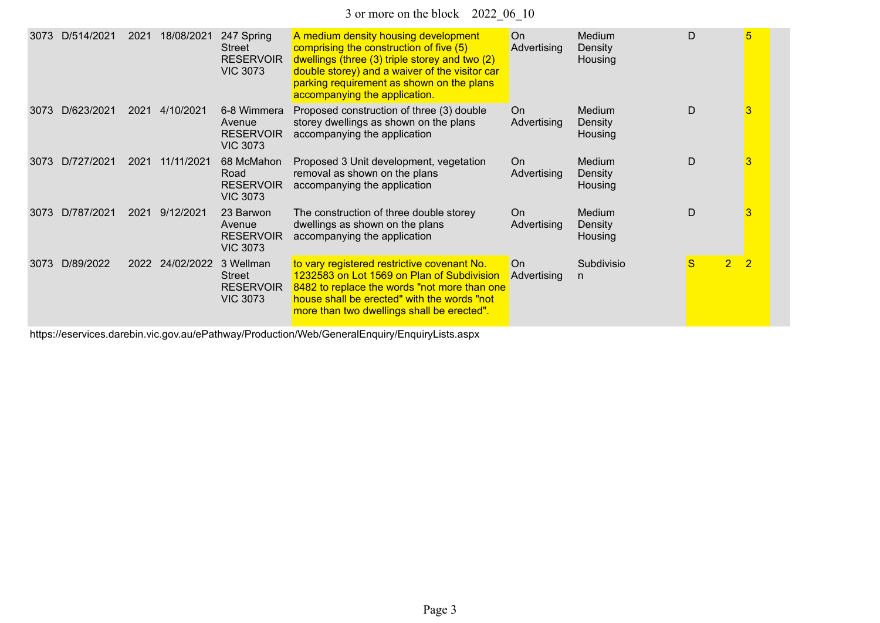| | | | | | | | | | | |
|---|---|---|---|---|---|---|---|---|---|---|
| 3073 | D/514/2021 | 2021 | 18/08/2021 | 247 Spring Street RESERVOIR VIC 3073 | A medium density housing development comprising the construction of five (5) dwellings (three (3) triple storey and two (2) double storey) and a waiver of the visitor car parking requirement as shown on the plans accompanying the application. | On Advertising | Medium Density Housing | D | | 5 |
| 3073 | D/623/2021 | 2021 | 4/10/2021 | 6-8 Wimmera Avenue RESERVOIR VIC 3073 | Proposed construction of three (3) double storey dwellings as shown on the plans accompanying the application | On Advertising | Medium Density Housing | D | | 3 |
| 3073 | D/727/2021 | 2021 | 11/11/2021 | 68 McMahon Road RESERVOIR VIC 3073 | Proposed 3 Unit development, vegetation removal as shown on the plans accompanying the application | On Advertising | Medium Density Housing | D | | 3 |
| 3073 | D/787/2021 | 2021 | 9/12/2021 | 23 Barwon Avenue RESERVOIR VIC 3073 | The construction of three double storey dwellings as shown on the plans accompanying the application | On Advertising | Medium Density Housing | D | | 3 |
| 3073 | D/89/2022 | 2022 | 24/02/2022 | 3 Wellman Street RESERVOIR VIC 3073 | to vary registered restrictive covenant No. 1232583 on Lot 1569 on Plan of Subdivision 8482 to replace the words "not more than one house shall be erected" with the words "not more than two dwellings shall be erected". | On Advertising | Subdivision | S | 2 | 2 |

https://eservices.darebin.vic.gov.au/ePathway/Production/Web/GeneralEnquiry/EnquiryLists.aspx